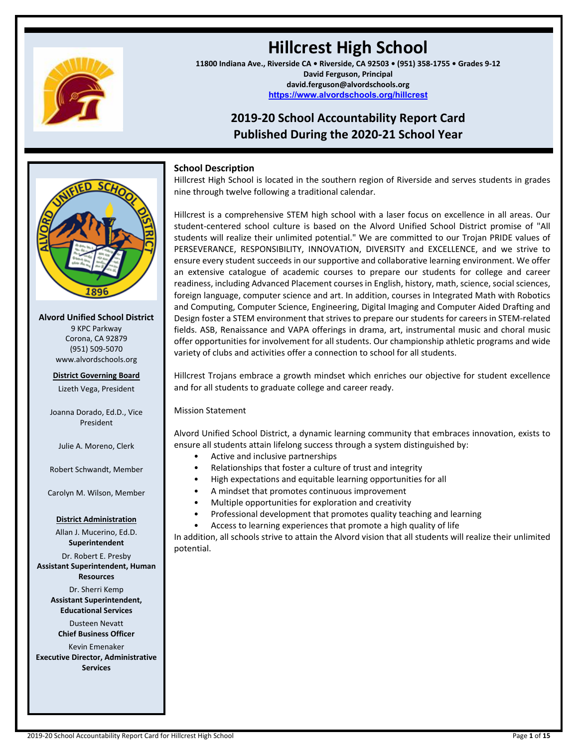# Hillcrest High School

**11800 Indiana Ave., Riverside CA • Riverside, CA 92503 • (951) 358-1755 • Grades 9-12**
**David Ferguson, Principal**
**david.ferguson@alvordschools.org**
**https://www.alvordschools.org/hillcrest**

## 2019-20 School Accountability Report Card
## Published During the 2020-21 School Year

**Alvord Unified School District**
9 KPC Parkway
Corona, CA 92879
(951) 509-5070
www.alvordschools.org

**District Governing Board**

Lizeth Vega, President

Joanna Dorado, Ed.D., Vice President

Julie A. Moreno, Clerk

Robert Schwandt, Member

Carolyn M. Wilson, Member

**District Administration**

Allan J. Mucerino, Ed.D.
**Superintendent**

Dr. Robert E. Presby
**Assistant Superintendent, Human Resources**

Dr. Sherri Kemp
**Assistant Superintendent, Educational Services**

Dusteen Nevatt
**Chief Business Officer**

Kevin Emenaker
**Executive Director, Administrative Services**

### School Description

Hillcrest High School is located in the southern region of Riverside and serves students in grades nine through twelve following a traditional calendar.

Hillcrest is a comprehensive STEM high school with a laser focus on excellence in all areas. Our student-centered school culture is based on the Alvord Unified School District promise of "All students will realize their unlimited potential." We are committed to our Trojan PRIDE values of PERSEVERANCE, RESPONSIBILITY, INNOVATION, DIVERSITY and EXCELLENCE, and we strive to ensure every student succeeds in our supportive and collaborative learning environment. We offer an extensive catalogue of academic courses to prepare our students for college and career readiness, including Advanced Placement courses in English, history, math, science, social sciences, foreign language, computer science and art. In addition, courses in Integrated Math with Robotics and Computing, Computer Science, Engineering, Digital Imaging and Computer Aided Drafting and Design foster a STEM environment that strives to prepare our students for careers in STEM-related fields. ASB, Renaissance and VAPA offerings in drama, art, instrumental music and choral music offer opportunities for involvement for all students. Our championship athletic programs and wide variety of clubs and activities offer a connection to school for all students.

Hillcrest Trojans embrace a growth mindset which enriches our objective for student excellence and for all students to graduate college and career ready.

Mission Statement

Alvord Unified School District, a dynamic learning community that embraces innovation, exists to ensure all students attain lifelong success through a system distinguished by:

- Active and inclusive partnerships
- Relationships that foster a culture of trust and integrity
- High expectations and equitable learning opportunities for all
- A mindset that promotes continuous improvement
- Multiple opportunities for exploration and creativity
- Professional development that promotes quality teaching and learning
- Access to learning experiences that promote a high quality of life

In addition, all schools strive to attain the Alvord vision that all students will realize their unlimited potential.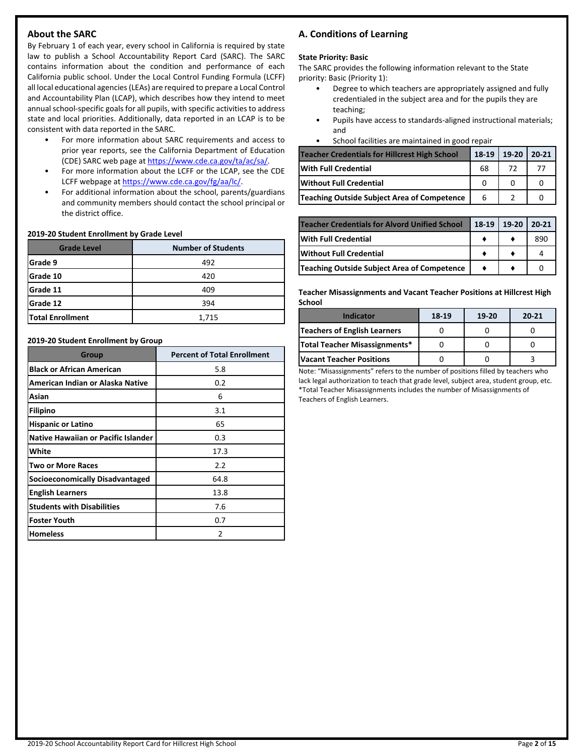## About the SARC

By February 1 of each year, every school in California is required by state law to publish a School Accountability Report Card (SARC). The SARC contains information about the condition and performance of each California public school. Under the Local Control Funding Formula (LCFF) all local educational agencies (LEAs) are required to prepare a Local Control and Accountability Plan (LCAP), which describes how they intend to meet annual school-specific goals for all pupils, with specific activities to address state and local priorities. Additionally, data reported in an LCAP is to be consistent with data reported in the SARC.

- For more information about SARC requirements and access to prior year reports, see the California Department of Education (CDE) SARC web page at https://www.cde.ca.gov/ta/ac/sa/.
- For more information about the LCFF or the LCAP, see the CDE LCFF webpage at https://www.cde.ca.gov/fg/aa/lc/.
- For additional information about the school, parents/guardians and community members should contact the school principal or the district office.

**2019-20 Student Enrollment by Grade Level**

| Grade Level | Number of Students |
|---|---|
| Grade 9 | 492 |
| Grade 10 | 420 |
| Grade 11 | 409 |
| Grade 12 | 394 |
| Total Enrollment | 1,715 |

**2019-20 Student Enrollment by Group**

| Group | Percent of Total Enrollment |
|---|---|
| Black or African American | 5.8 |
| American Indian or Alaska Native | 0.2 |
| Asian | 6 |
| Filipino | 3.1 |
| Hispanic or Latino | 65 |
| Native Hawaiian or Pacific Islander | 0.3 |
| White | 17.3 |
| Two or More Races | 2.2 |
| Socioeconomically Disadvantaged | 64.8 |
| English Learners | 13.8 |
| Students with Disabilities | 7.6 |
| Foster Youth | 0.7 |
| Homeless | 2 |

## A. Conditions of Learning

**State Priority: Basic**

The SARC provides the following information relevant to the State priority: Basic (Priority 1):

- Degree to which teachers are appropriately assigned and fully credentialed in the subject area and for the pupils they are teaching;
- Pupils have access to standards-aligned instructional materials; and
- School facilities are maintained in good repair

| Teacher Credentials for Hillcrest High School | 18-19 | 19-20 | 20-21 |
|---|---|---|---|
| With Full Credential | 68 | 72 | 77 |
| Without Full Credential | 0 | 0 | 0 |
| Teaching Outside Subject Area of Competence | 6 | 2 | 0 |

| Teacher Credentials for Alvord Unified School | 18-19 | 19-20 | 20-21 |
|---|---|---|---|
| With Full Credential | ♦ | ♦ | 890 |
| Without Full Credential | ♦ | ♦ | 4 |
| Teaching Outside Subject Area of Competence | ♦ | ♦ | 0 |

**Teacher Misassignments and Vacant Teacher Positions at Hillcrest High School**

| Indicator | 18-19 | 19-20 | 20-21 |
|---|---|---|---|
| Teachers of English Learners | 0 | 0 | 0 |
| Total Teacher Misassignments* | 0 | 0 | 0 |
| Vacant Teacher Positions | 0 | 0 | 3 |

Note: "Misassignments" refers to the number of positions filled by teachers who lack legal authorization to teach that grade level, subject area, student group, etc.
*Total Teacher Misassignments includes the number of Misassignments of Teachers of English Learners.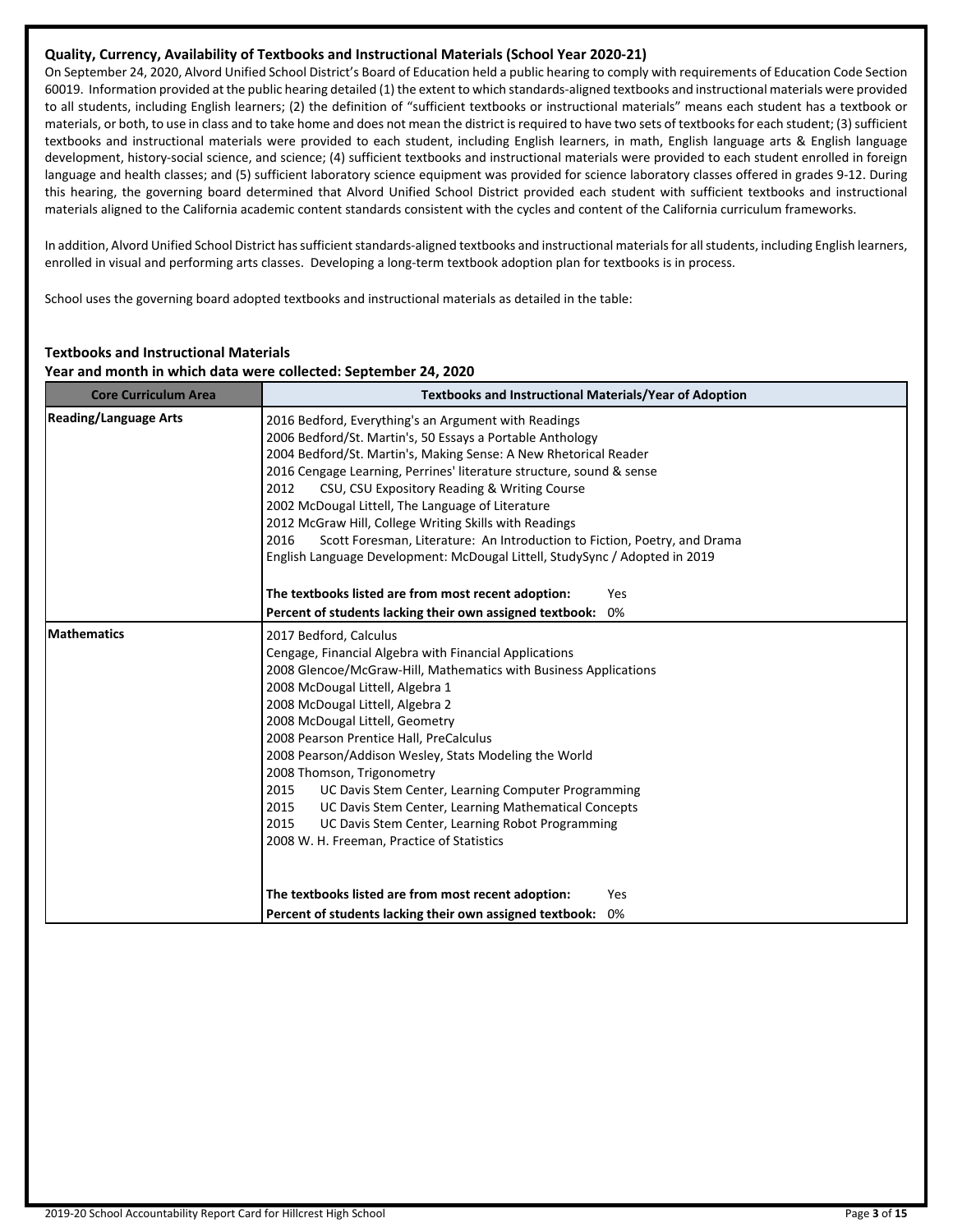**Quality, Currency, Availability of Textbooks and Instructional Materials (School Year 2020-21)**

On September 24, 2020, Alvord Unified School District's Board of Education held a public hearing to comply with requirements of Education Code Section 60019. Information provided at the public hearing detailed (1) the extent to which standards-aligned textbooks and instructional materials were provided to all students, including English learners; (2) the definition of "sufficient textbooks or instructional materials" means each student has a textbook or materials, or both, to use in class and to take home and does not mean the district is required to have two sets of textbooks for each student; (3) sufficient textbooks and instructional materials were provided to each student, including English learners, in math, English language arts & English language development, history-social science, and science; (4) sufficient textbooks and instructional materials were provided to each student enrolled in foreign language and health classes; and (5) sufficient laboratory science equipment was provided for science laboratory classes offered in grades 9-12. During this hearing, the governing board determined that Alvord Unified School District provided each student with sufficient textbooks and instructional materials aligned to the California academic content standards consistent with the cycles and content of the California curriculum frameworks.

In addition, Alvord Unified School District has sufficient standards-aligned textbooks and instructional materials for all students, including English learners, enrolled in visual and performing arts classes. Developing a long-term textbook adoption plan for textbooks is in process.

School uses the governing board adopted textbooks and instructional materials as detailed in the table:

**Textbooks and Instructional Materials**
**Year and month in which data were collected: September 24, 2020**

| Core Curriculum Area | Textbooks and Instructional Materials/Year of Adoption |
|---|---|
| **Reading/Language Arts** | 2016 Bedford, Everything's an Argument with Readings<br>2006 Bedford/St. Martin's, 50 Essays a Portable Anthology<br>2004 Bedford/St. Martin's, Making Sense: A New Rhetorical Reader<br>2016 Cengage Learning, Perrines' literature structure, sound & sense<br>2012 CSU, CSU Expository Reading & Writing Course<br>2002 McDougal Littell, The Language of Literature<br>2012 McGraw Hill, College Writing Skills with Readings<br>2016 Scott Foresman, Literature: An Introduction to Fiction, Poetry, and Drama<br>English Language Development: McDougal Littell, StudySync / Adopted in 2019<br><br>**The textbooks listed are from most recent adoption:** Yes<br>**Percent of students lacking their own assigned textbook:** 0% |
| **Mathematics** | 2017 Bedford, Calculus<br>Cengage, Financial Algebra with Financial Applications<br>2008 Glencoe/McGraw-Hill, Mathematics with Business Applications<br>2008 McDougal Littell, Algebra 1<br>2008 McDougal Littell, Algebra 2<br>2008 McDougal Littell, Geometry<br>2008 Pearson Prentice Hall, PreCalculus<br>2008 Pearson/Addison Wesley, Stats Modeling the World<br>2008 Thomson, Trigonometry<br>2015 UC Davis Stem Center, Learning Computer Programming<br>2015 UC Davis Stem Center, Learning Mathematical Concepts<br>2015 UC Davis Stem Center, Learning Robot Programming<br>2008 W. H. Freeman, Practice of Statistics<br><br>**The textbooks listed are from most recent adoption:** Yes<br>**Percent of students lacking their own assigned textbook:** 0% |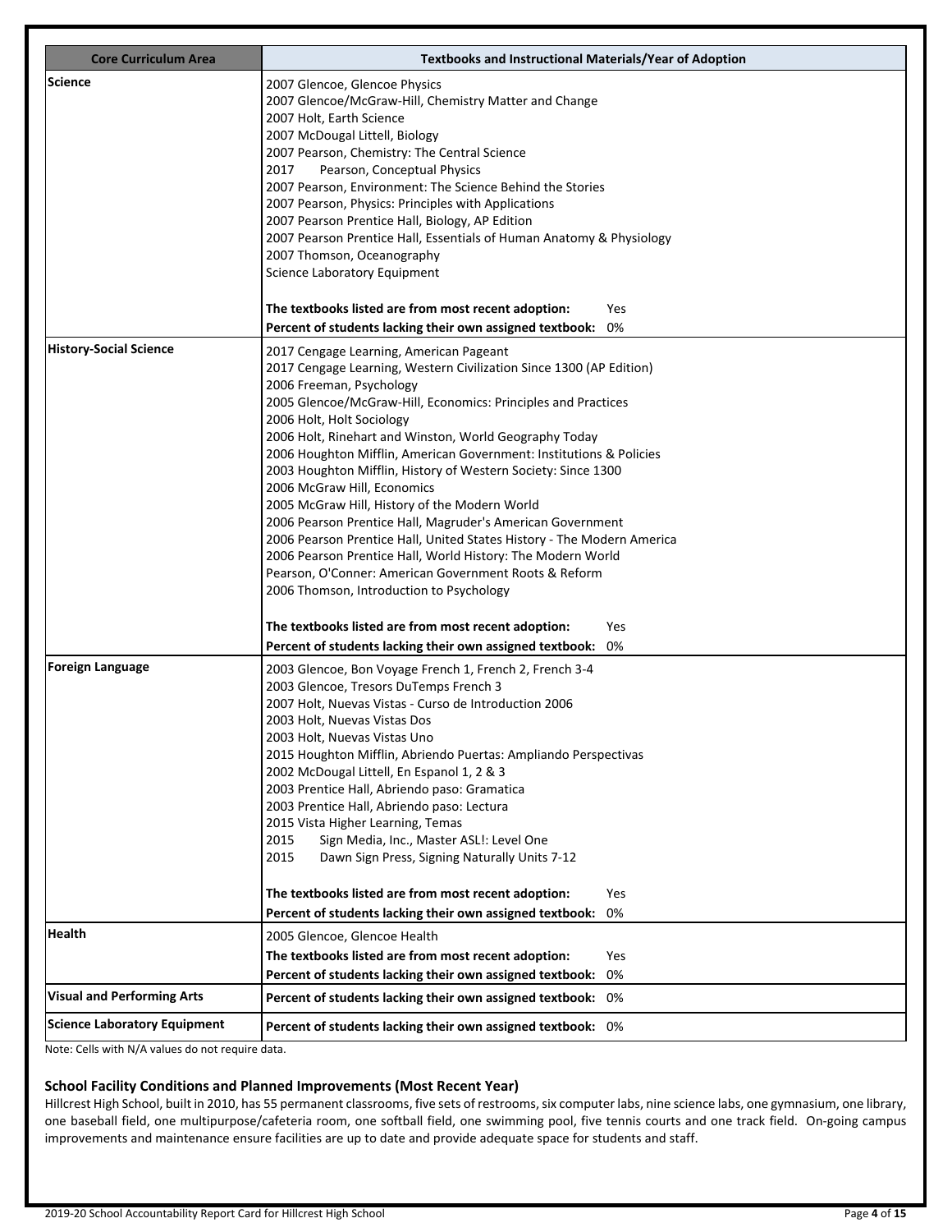| Core Curriculum Area | Textbooks and Instructional Materials/Year of Adoption |
|---|---|
| **Science** | 2007 Glencoe, Glencoe Physics<br>2007 Glencoe/McGraw-Hill, Chemistry Matter and Change<br>2007 Holt, Earth Science<br>2007 McDougal Littell, Biology<br>2007 Pearson, Chemistry: The Central Science<br>2017 Pearson, Conceptual Physics<br>2007 Pearson, Environment: The Science Behind the Stories<br>2007 Pearson, Physics: Principles with Applications<br>2007 Pearson Prentice Hall, Biology, AP Edition<br>2007 Pearson Prentice Hall, Essentials of Human Anatomy & Physiology<br>2007 Thomson, Oceanography<br>Science Laboratory Equipment<br><br>**The textbooks listed are from most recent adoption:** Yes<br>**Percent of students lacking their own assigned textbook:** 0% |
| **History-Social Science** | 2017 Cengage Learning, American Pageant<br>2017 Cengage Learning, Western Civilization Since 1300 (AP Edition)<br>2006 Freeman, Psychology<br>2005 Glencoe/McGraw-Hill, Economics: Principles and Practices<br>2006 Holt, Holt Sociology<br>2006 Holt, Rinehart and Winston, World Geography Today<br>2006 Houghton Mifflin, American Government: Institutions & Policies<br>2003 Houghton Mifflin, History of Western Society: Since 1300<br>2006 McGraw Hill, Economics<br>2005 McGraw Hill, History of the Modern World<br>2006 Pearson Prentice Hall, Magruder's American Government<br>2006 Pearson Prentice Hall, United States History - The Modern America<br>2006 Pearson Prentice Hall, World History: The Modern World<br>Pearson, O'Conner: American Government Roots & Reform<br>2006 Thomson, Introduction to Psychology<br><br>**The textbooks listed are from most recent adoption:** Yes<br>**Percent of students lacking their own assigned textbook:** 0% |
| **Foreign Language** | 2003 Glencoe, Bon Voyage French 1, French 2, French 3-4<br>2003 Glencoe, Tresors DuTemps French 3<br>2007 Holt, Nuevas Vistas - Curso de Introduction 2006<br>2003 Holt, Nuevas Vistas Dos<br>2003 Holt, Nuevas Vistas Uno<br>2015 Houghton Mifflin, Abriendo Puertas: Ampliando Perspectivas<br>2002 McDougal Littell, En Espanol 1, 2 & 3<br>2003 Prentice Hall, Abriendo paso: Gramatica<br>2003 Prentice Hall, Abriendo paso: Lectura<br>2015 Vista Higher Learning, Temas<br>2015 Sign Media, Inc., Master ASL!: Level One<br>2015 Dawn Sign Press, Signing Naturally Units 7-12<br><br>**The textbooks listed are from most recent adoption:** Yes<br>**Percent of students lacking their own assigned textbook:** 0% |
| **Health** | 2005 Glencoe, Glencoe Health<br>**The textbooks listed are from most recent adoption:** Yes<br>**Percent of students lacking their own assigned textbook:** 0% |
| **Visual and Performing Arts** | **Percent of students lacking their own assigned textbook:** 0% |
| **Science Laboratory Equipment** | **Percent of students lacking their own assigned textbook:** 0% |

Note: Cells with N/A values do not require data.

### School Facility Conditions and Planned Improvements (Most Recent Year)

Hillcrest High School, built in 2010, has 55 permanent classrooms, five sets of restrooms, six computer labs, nine science labs, one gymnasium, one library, one baseball field, one multipurpose/cafeteria room, one softball field, one swimming pool, five tennis courts and one track field. On-going campus improvements and maintenance ensure facilities are up to date and provide adequate space for students and staff.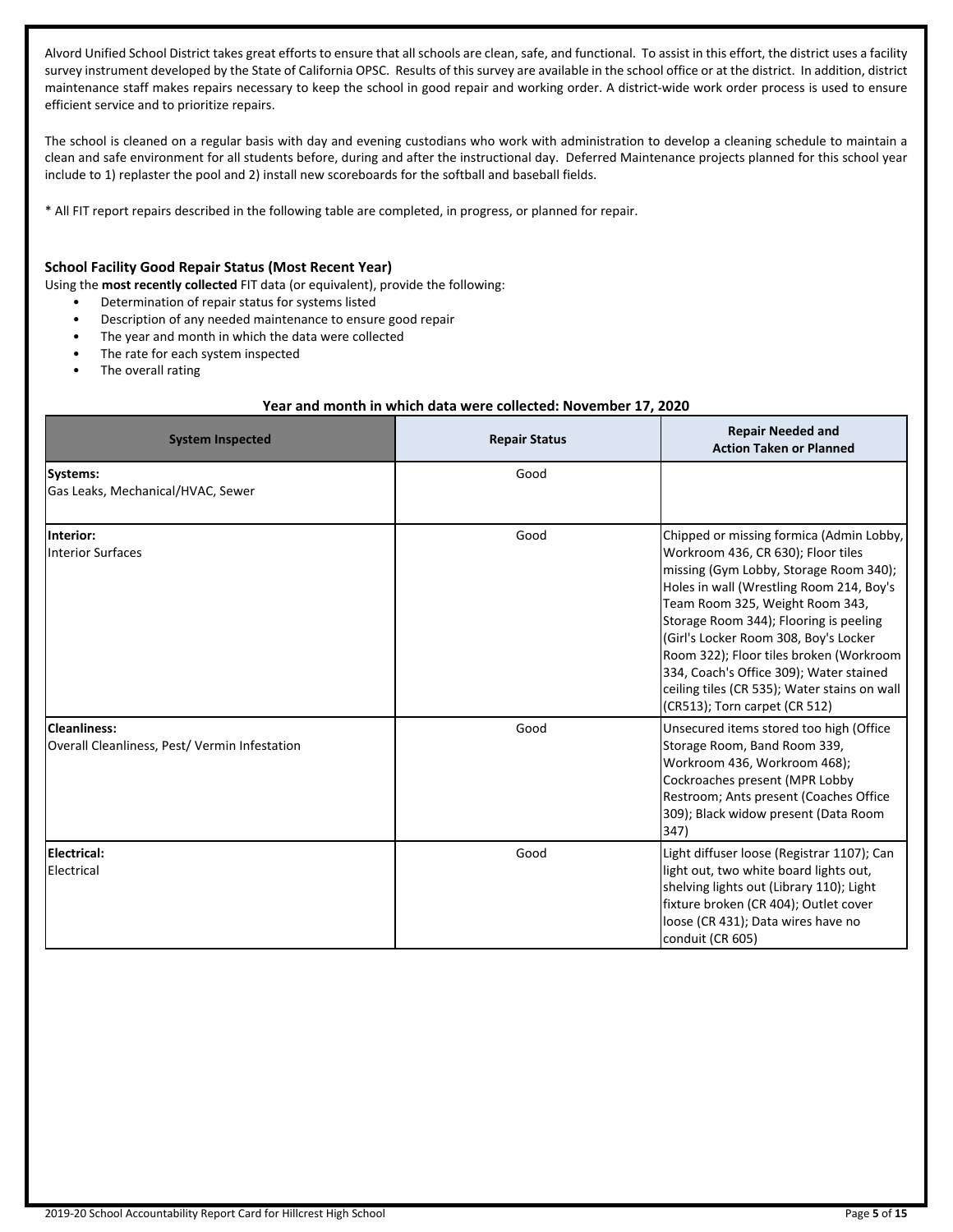Alvord Unified School District takes great efforts to ensure that all schools are clean, safe, and functional. To assist in this effort, the district uses a facility survey instrument developed by the State of California OPSC. Results of this survey are available in the school office or at the district. In addition, district maintenance staff makes repairs necessary to keep the school in good repair and working order. A district-wide work order process is used to ensure efficient service and to prioritize repairs.

The school is cleaned on a regular basis with day and evening custodians who work with administration to develop a cleaning schedule to maintain a clean and safe environment for all students before, during and after the instructional day. Deferred Maintenance projects planned for this school year include to 1) replaster the pool and 2) install new scoreboards for the softball and baseball fields.

* All FIT report repairs described in the following table are completed, in progress, or planned for repair.

### School Facility Good Repair Status (Most Recent Year)

Using the **most recently collected** FIT data (or equivalent), provide the following:

- Determination of repair status for systems listed
- Description of any needed maintenance to ensure good repair
- The year and month in which the data were collected
- The rate for each system inspected
- The overall rating

**Year and month in which data were collected: November 17, 2020**

| System Inspected | Repair Status | Repair Needed and Action Taken or Planned |
|---|---|---|
| **Systems:** Gas Leaks, Mechanical/HVAC, Sewer | Good | |
| **Interior:** Interior Surfaces | Good | Chipped or missing formica (Admin Lobby, Workroom 436, CR 630); Floor tiles missing (Gym Lobby, Storage Room 340); Holes in wall (Wrestling Room 214, Boy's Team Room 325, Weight Room 343, Storage Room 344); Flooring is peeling (Girl's Locker Room 308, Boy's Locker Room 322); Floor tiles broken (Workroom 334, Coach's Office 309); Water stained ceiling tiles (CR 535); Water stains on wall (CR513); Torn carpet (CR 512) |
| **Cleanliness:** Overall Cleanliness, Pest/ Vermin Infestation | Good | Unsecured items stored too high (Office Storage Room, Band Room 339, Workroom 436, Workroom 468); Cockroaches present (MPR Lobby Restroom; Ants present (Coaches Office 309); Black widow present (Data Room 347) |
| **Electrical:** Electrical | Good | Light diffuser loose (Registrar 1107); Can light out, two white board lights out, shelving lights out (Library 110); Light fixture broken (CR 404); Outlet cover loose (CR 431); Data wires have no conduit (CR 605) |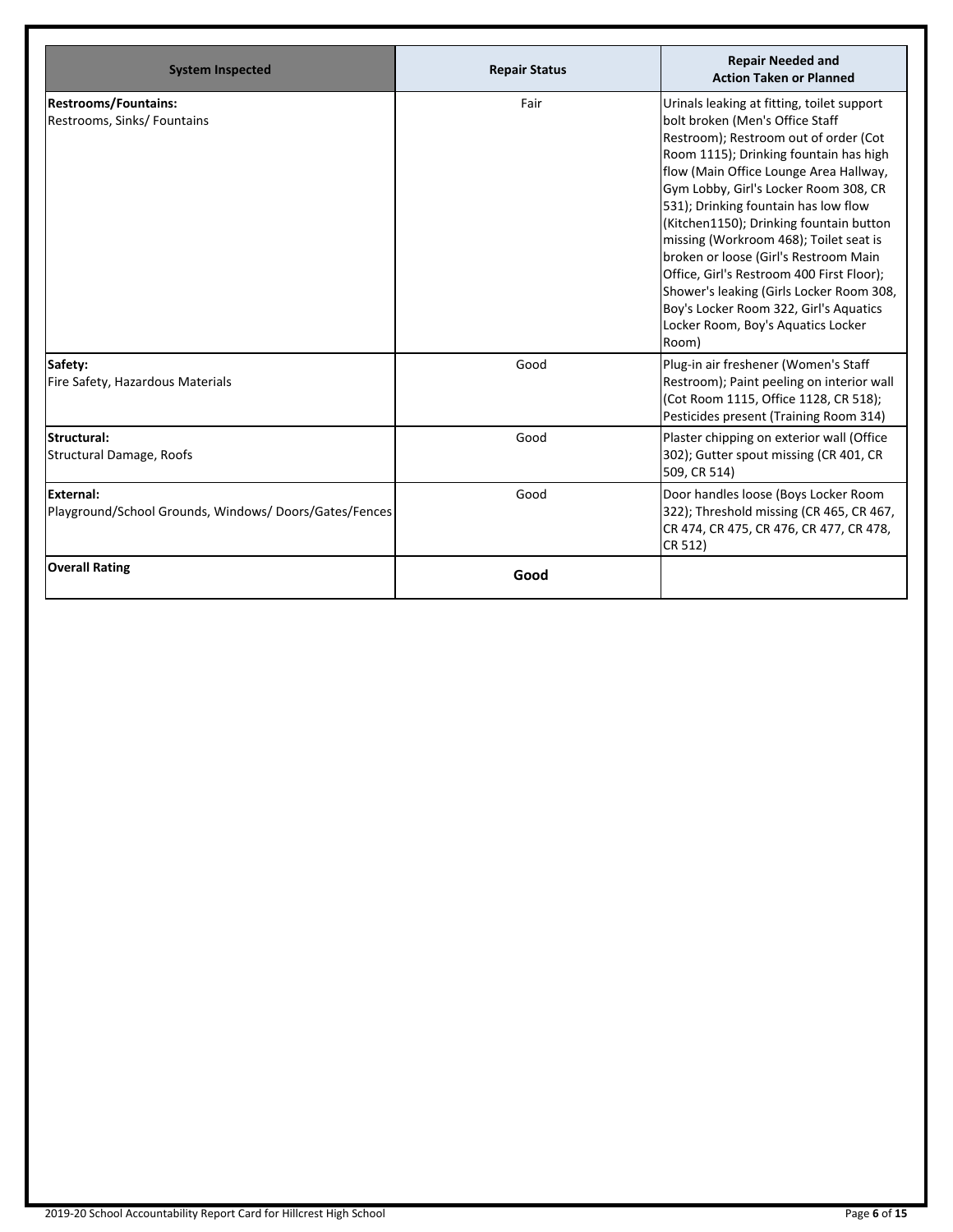| System Inspected | Repair Status | Repair Needed and Action Taken or Planned |
|---|---|---|
| **Restrooms/Fountains:** Restrooms, Sinks/ Fountains | Fair | Urinals leaking at fitting, toilet support bolt broken (Men's Office Staff Restroom); Restroom out of order (Cot Room 1115); Drinking fountain has high flow (Main Office Lounge Area Hallway, Gym Lobby, Girl's Locker Room 308, CR 531); Drinking fountain has low flow (Kitchen1150); Drinking fountain button missing (Workroom 468); Toilet seat is broken or loose (Girl's Restroom Main Office, Girl's Restroom 400 First Floor); Shower's leaking (Girls Locker Room 308, Boy's Locker Room 322, Girl's Aquatics Locker Room, Boy's Aquatics Locker Room) |
| **Safety:** Fire Safety, Hazardous Materials | Good | Plug-in air freshener (Women's Staff Restroom); Paint peeling on interior wall (Cot Room 1115, Office 1128, CR 518); Pesticides present (Training Room 314) |
| **Structural:** Structural Damage, Roofs | Good | Plaster chipping on exterior wall (Office 302); Gutter spout missing (CR 401, CR 509, CR 514) |
| **External:** Playground/School Grounds, Windows/ Doors/Gates/Fences | Good | Door handles loose (Boys Locker Room 322); Threshold missing (CR 465, CR 467, CR 474, CR 475, CR 476, CR 477, CR 478, CR 512) |
| **Overall Rating** | **Good** | |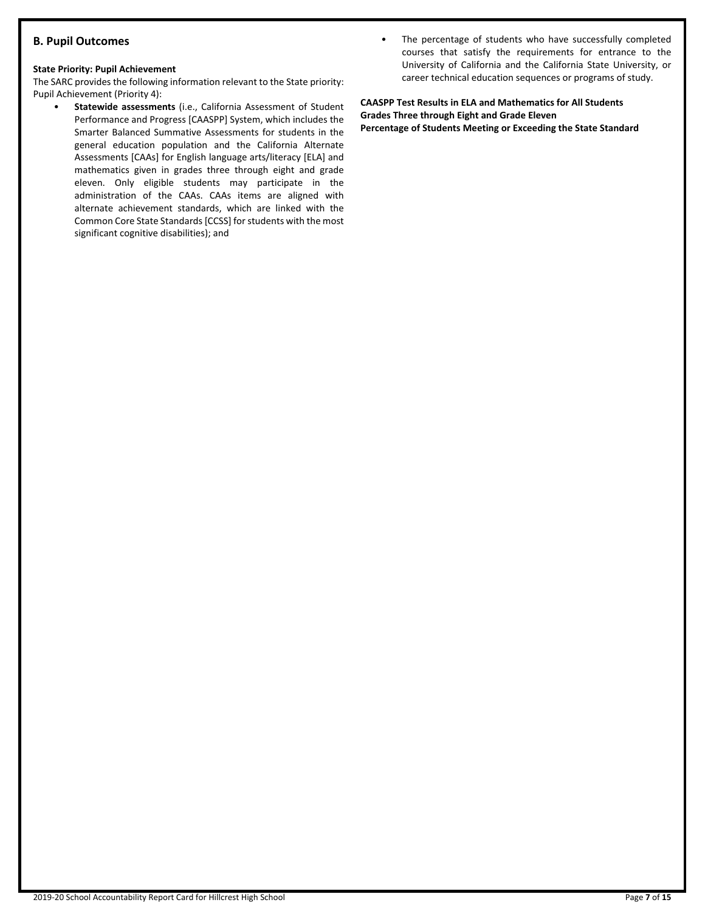## B. Pupil Outcomes

**State Priority: Pupil Achievement**

The SARC provides the following information relevant to the State priority: Pupil Achievement (Priority 4):

- **Statewide assessments** (i.e., California Assessment of Student Performance and Progress [CAASPP] System, which includes the Smarter Balanced Summative Assessments for students in the general education population and the California Alternate Assessments [CAAs] for English language arts/literacy [ELA] and mathematics given in grades three through eight and grade eleven. Only eligible students may participate in the administration of the CAAs. CAAs items are aligned with alternate achievement standards, which are linked with the Common Core State Standards [CCSS] for students with the most significant cognitive disabilities); and
- The percentage of students who have successfully completed courses that satisfy the requirements for entrance to the University of California and the California State University, or career technical education sequences or programs of study.

**CAASPP Test Results in ELA and Mathematics for All Students**
**Grades Three through Eight and Grade Eleven**
**Percentage of Students Meeting or Exceeding the State Standard**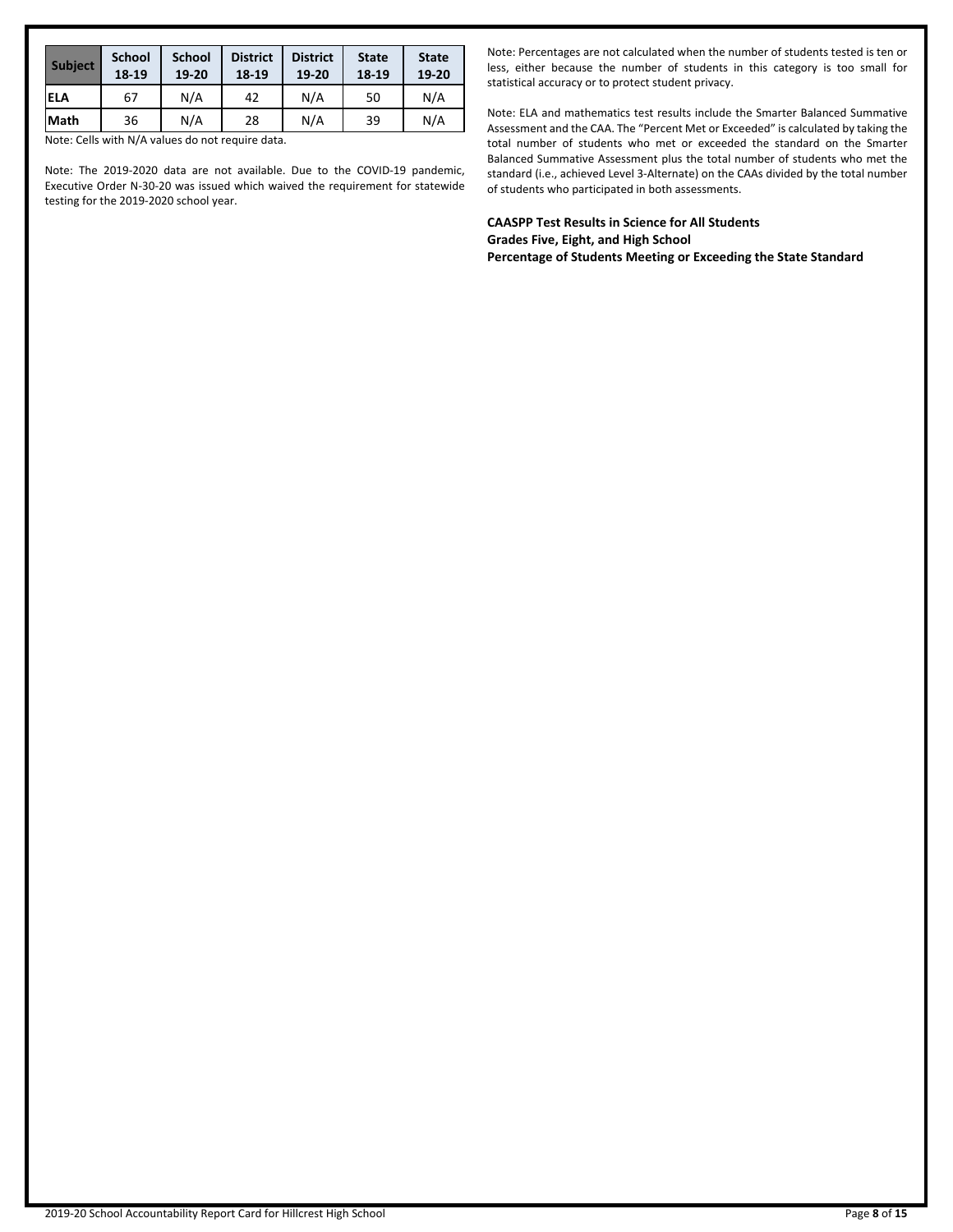| Subject | School 18-19 | School 19-20 | District 18-19 | District 19-20 | State 18-19 | State 19-20 |
|---|---|---|---|---|---|---|
| ELA | 67 | N/A | 42 | N/A | 50 | N/A |
| Math | 36 | N/A | 28 | N/A | 39 | N/A |

Note: Cells with N/A values do not require data.

Note: The 2019-2020 data are not available. Due to the COVID-19 pandemic, Executive Order N-30-20 was issued which waived the requirement for statewide testing for the 2019-2020 school year.

Note: Percentages are not calculated when the number of students tested is ten or less, either because the number of students in this category is too small for statistical accuracy or to protect student privacy.

Note: ELA and mathematics test results include the Smarter Balanced Summative Assessment and the CAA. The "Percent Met or Exceeded" is calculated by taking the total number of students who met or exceeded the standard on the Smarter Balanced Summative Assessment plus the total number of students who met the standard (i.e., achieved Level 3-Alternate) on the CAAs divided by the total number of students who participated in both assessments.

**CAASPP Test Results in Science for All Students**
**Grades Five, Eight, and High School**
**Percentage of Students Meeting or Exceeding the State Standard**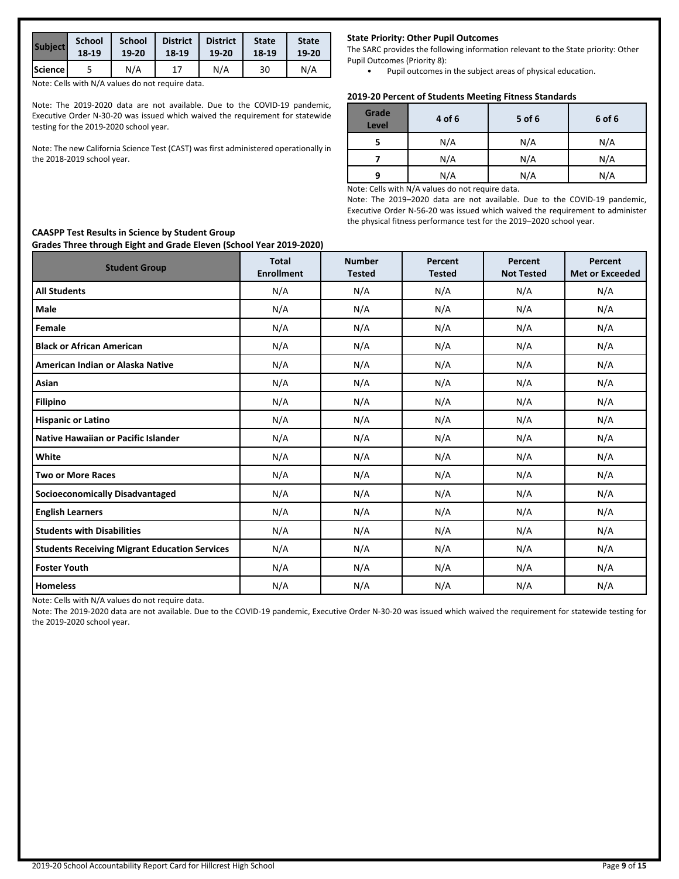| Subject | School 18-19 | School 19-20 | District 18-19 | District 19-20 | State 18-19 | State 19-20 |
|---|---|---|---|---|---|---|
| Science | 5 | N/A | 17 | N/A | 30 | N/A |

Note: Cells with N/A values do not require data.

Note: The 2019-2020 data are not available. Due to the COVID-19 pandemic, Executive Order N-30-20 was issued which waived the requirement for statewide testing for the 2019-2020 school year.

Note: The new California Science Test (CAST) was first administered operationally in the 2018-2019 school year.

**State Priority: Other Pupil Outcomes**

The SARC provides the following information relevant to the State priority: Other Pupil Outcomes (Priority 8):

- Pupil outcomes in the subject areas of physical education.

**2019-20 Percent of Students Meeting Fitness Standards**

| Grade Level | 4 of 6 | 5 of 6 | 6 of 6 |
|---|---|---|---|
| 5 | N/A | N/A | N/A |
| 7 | N/A | N/A | N/A |
| 9 | N/A | N/A | N/A |

Note: Cells with N/A values do not require data.

Note: The 2019–2020 data are not available. Due to the COVID-19 pandemic, Executive Order N-56-20 was issued which waived the requirement to administer the physical fitness performance test for the 2019–2020 school year.

**CAASPP Test Results in Science by Student Group**
**Grades Three through Eight and Grade Eleven (School Year 2019-2020)**

| Student Group | Total Enrollment | Number Tested | Percent Tested | Percent Not Tested | Percent Met or Exceeded |
|---|---|---|---|---|---|
| All Students | N/A | N/A | N/A | N/A | N/A |
| Male | N/A | N/A | N/A | N/A | N/A |
| Female | N/A | N/A | N/A | N/A | N/A |
| Black or African American | N/A | N/A | N/A | N/A | N/A |
| American Indian or Alaska Native | N/A | N/A | N/A | N/A | N/A |
| Asian | N/A | N/A | N/A | N/A | N/A |
| Filipino | N/A | N/A | N/A | N/A | N/A |
| Hispanic or Latino | N/A | N/A | N/A | N/A | N/A |
| Native Hawaiian or Pacific Islander | N/A | N/A | N/A | N/A | N/A |
| White | N/A | N/A | N/A | N/A | N/A |
| Two or More Races | N/A | N/A | N/A | N/A | N/A |
| Socioeconomically Disadvantaged | N/A | N/A | N/A | N/A | N/A |
| English Learners | N/A | N/A | N/A | N/A | N/A |
| Students with Disabilities | N/A | N/A | N/A | N/A | N/A |
| Students Receiving Migrant Education Services | N/A | N/A | N/A | N/A | N/A |
| Foster Youth | N/A | N/A | N/A | N/A | N/A |
| Homeless | N/A | N/A | N/A | N/A | N/A |

Note: Cells with N/A values do not require data.

Note: The 2019-2020 data are not available. Due to the COVID-19 pandemic, Executive Order N-30-20 was issued which waived the requirement for statewide testing for the 2019-2020 school year.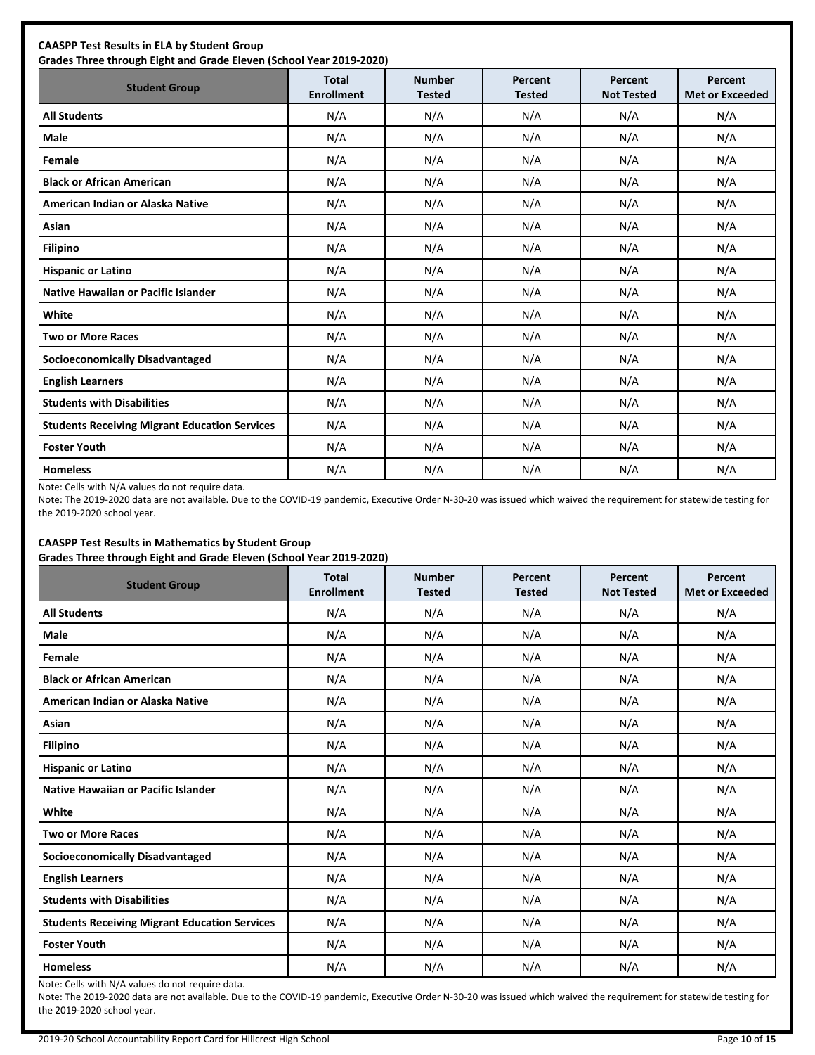**CAASPP Test Results in ELA by Student Group**
**Grades Three through Eight and Grade Eleven (School Year 2019-2020)**

| Student Group | Total Enrollment | Number Tested | Percent Tested | Percent Not Tested | Percent Met or Exceeded |
|---|---|---|---|---|---|
| **All Students** | N/A | N/A | N/A | N/A | N/A |
| **Male** | N/A | N/A | N/A | N/A | N/A |
| **Female** | N/A | N/A | N/A | N/A | N/A |
| **Black or African American** | N/A | N/A | N/A | N/A | N/A |
| **American Indian or Alaska Native** | N/A | N/A | N/A | N/A | N/A |
| **Asian** | N/A | N/A | N/A | N/A | N/A |
| **Filipino** | N/A | N/A | N/A | N/A | N/A |
| **Hispanic or Latino** | N/A | N/A | N/A | N/A | N/A |
| **Native Hawaiian or Pacific Islander** | N/A | N/A | N/A | N/A | N/A |
| **White** | N/A | N/A | N/A | N/A | N/A |
| **Two or More Races** | N/A | N/A | N/A | N/A | N/A |
| **Socioeconomically Disadvantaged** | N/A | N/A | N/A | N/A | N/A |
| **English Learners** | N/A | N/A | N/A | N/A | N/A |
| **Students with Disabilities** | N/A | N/A | N/A | N/A | N/A |
| **Students Receiving Migrant Education Services** | N/A | N/A | N/A | N/A | N/A |
| **Foster Youth** | N/A | N/A | N/A | N/A | N/A |
| **Homeless** | N/A | N/A | N/A | N/A | N/A |

Note: Cells with N/A values do not require data.

Note: The 2019-2020 data are not available. Due to the COVID-19 pandemic, Executive Order N-30-20 was issued which waived the requirement for statewide testing for the 2019-2020 school year.

**CAASPP Test Results in Mathematics by Student Group**
**Grades Three through Eight and Grade Eleven (School Year 2019-2020)**

| Student Group | Total Enrollment | Number Tested | Percent Tested | Percent Not Tested | Percent Met or Exceeded |
|---|---|---|---|---|---|
| **All Students** | N/A | N/A | N/A | N/A | N/A |
| **Male** | N/A | N/A | N/A | N/A | N/A |
| **Female** | N/A | N/A | N/A | N/A | N/A |
| **Black or African American** | N/A | N/A | N/A | N/A | N/A |
| **American Indian or Alaska Native** | N/A | N/A | N/A | N/A | N/A |
| **Asian** | N/A | N/A | N/A | N/A | N/A |
| **Filipino** | N/A | N/A | N/A | N/A | N/A |
| **Hispanic or Latino** | N/A | N/A | N/A | N/A | N/A |
| **Native Hawaiian or Pacific Islander** | N/A | N/A | N/A | N/A | N/A |
| **White** | N/A | N/A | N/A | N/A | N/A |
| **Two or More Races** | N/A | N/A | N/A | N/A | N/A |
| **Socioeconomically Disadvantaged** | N/A | N/A | N/A | N/A | N/A |
| **English Learners** | N/A | N/A | N/A | N/A | N/A |
| **Students with Disabilities** | N/A | N/A | N/A | N/A | N/A |
| **Students Receiving Migrant Education Services** | N/A | N/A | N/A | N/A | N/A |
| **Foster Youth** | N/A | N/A | N/A | N/A | N/A |
| **Homeless** | N/A | N/A | N/A | N/A | N/A |

Note: Cells with N/A values do not require data.

Note: The 2019-2020 data are not available. Due to the COVID-19 pandemic, Executive Order N-30-20 was issued which waived the requirement for statewide testing for the 2019-2020 school year.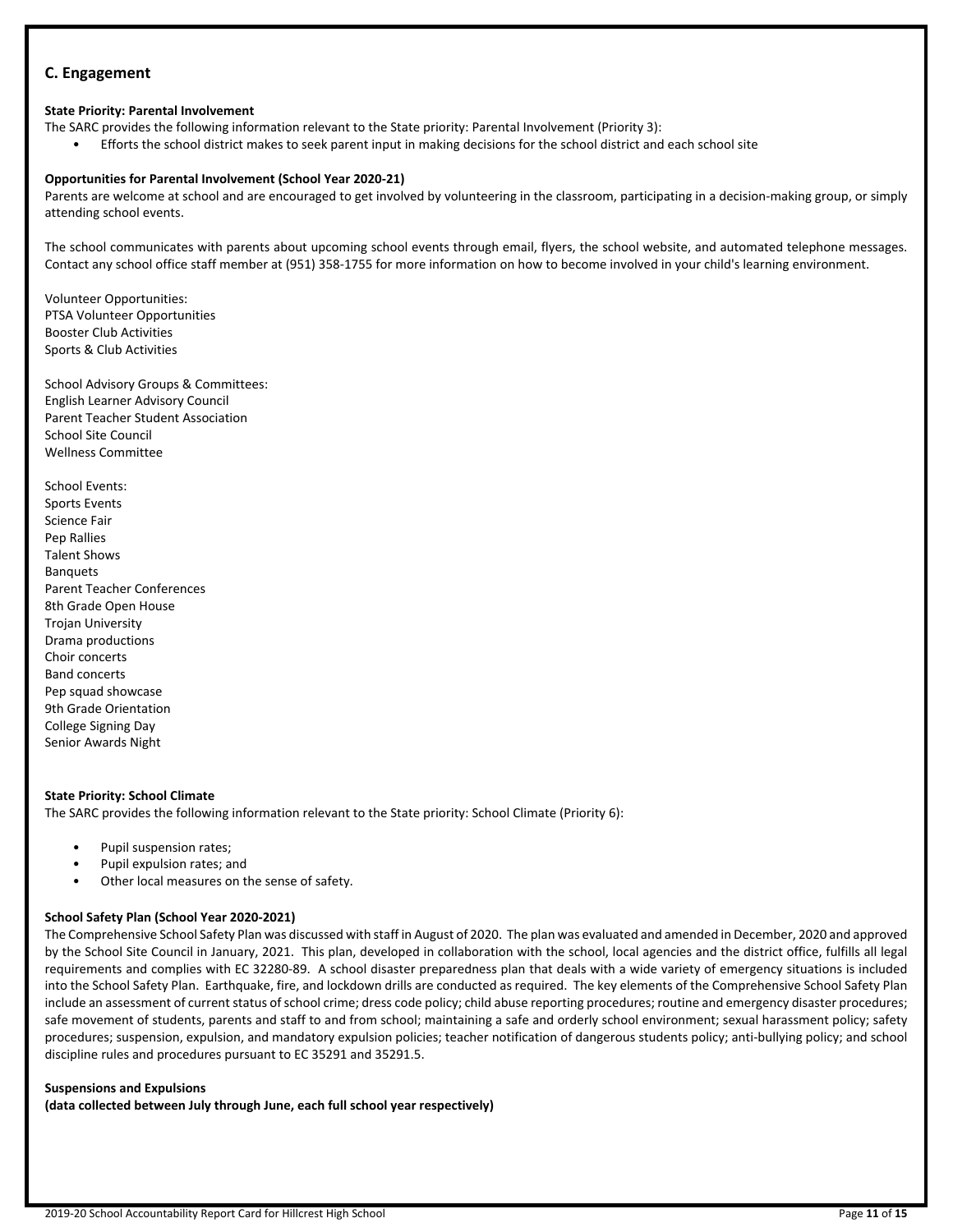## C. Engagement

**State Priority: Parental Involvement**

The SARC provides the following information relevant to the State priority: Parental Involvement (Priority 3):

- Efforts the school district makes to seek parent input in making decisions for the school district and each school site

**Opportunities for Parental Involvement (School Year 2020-21)**

Parents are welcome at school and are encouraged to get involved by volunteering in the classroom, participating in a decision-making group, or simply attending school events.

The school communicates with parents about upcoming school events through email, flyers, the school website, and automated telephone messages. Contact any school office staff member at (951) 358-1755 for more information on how to become involved in your child's learning environment.

Volunteer Opportunities:
PTSA Volunteer Opportunities
Booster Club Activities
Sports & Club Activities

School Advisory Groups & Committees:
English Learner Advisory Council
Parent Teacher Student Association
School Site Council
Wellness Committee

School Events:
Sports Events
Science Fair
Pep Rallies
Talent Shows
Banquets
Parent Teacher Conferences
8th Grade Open House
Trojan University
Drama productions
Choir concerts
Band concerts
Pep squad showcase
9th Grade Orientation
College Signing Day
Senior Awards Night

**State Priority: School Climate**

The SARC provides the following information relevant to the State priority: School Climate (Priority 6):

- Pupil suspension rates;
- Pupil expulsion rates; and
- Other local measures on the sense of safety.

**School Safety Plan (School Year 2020-2021)**

The Comprehensive School Safety Plan was discussed with staff in August of 2020. The plan was evaluated and amended in December, 2020 and approved by the School Site Council in January, 2021. This plan, developed in collaboration with the school, local agencies and the district office, fulfills all legal requirements and complies with EC 32280-89. A school disaster preparedness plan that deals with a wide variety of emergency situations is included into the School Safety Plan. Earthquake, fire, and lockdown drills are conducted as required. The key elements of the Comprehensive School Safety Plan include an assessment of current status of school crime; dress code policy; child abuse reporting procedures; routine and emergency disaster procedures; safe movement of students, parents and staff to and from school; maintaining a safe and orderly school environment; sexual harassment policy; safety procedures; suspension, expulsion, and mandatory expulsion policies; teacher notification of dangerous students policy; anti-bullying policy; and school discipline rules and procedures pursuant to EC 35291 and 35291.5.

**Suspensions and Expulsions**
**(data collected between July through June, each full school year respectively)**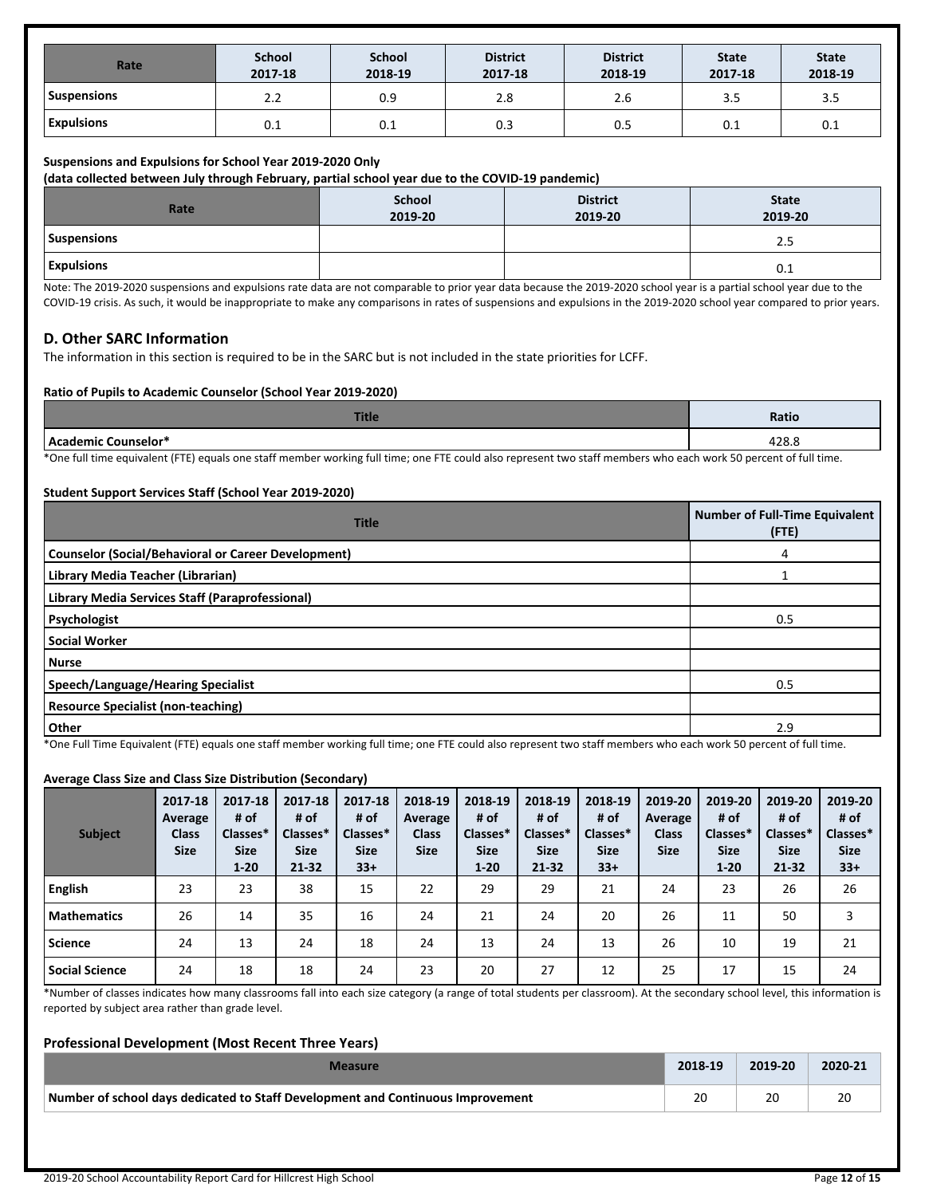| Rate | School 2017-18 | School 2018-19 | District 2017-18 | District 2018-19 | State 2017-18 | State 2018-19 |
|---|---|---|---|---|---|---|
| Suspensions | 2.2 | 0.9 | 2.8 | 2.6 | 3.5 | 3.5 |
| Expulsions | 0.1 | 0.1 | 0.3 | 0.5 | 0.1 | 0.1 |

**Suspensions and Expulsions for School Year 2019-2020 Only**
**(data collected between July through February, partial school year due to the COVID-19 pandemic)**

| Rate | School 2019-20 | District 2019-20 | State 2019-20 |
|---|---|---|---|
| Suspensions | | | 2.5 |
| Expulsions | | | 0.1 |

Note: The 2019-2020 suspensions and expulsions rate data are not comparable to prior year data because the 2019-2020 school year is a partial school year due to the COVID-19 crisis. As such, it would be inappropriate to make any comparisons in rates of suspensions and expulsions in the 2019-2020 school year compared to prior years.

## D. Other SARC Information

The information in this section is required to be in the SARC but is not included in the state priorities for LCFF.

**Ratio of Pupils to Academic Counselor (School Year 2019-2020)**

| Title | Ratio |
|---|---|
| Academic Counselor* | 428.8 |

*One full time equivalent (FTE) equals one staff member working full time; one FTE could also represent two staff members who each work 50 percent of full time.

**Student Support Services Staff (School Year 2019-2020)**

| Title | Number of Full-Time Equivalent (FTE) |
|---|---|
| Counselor (Social/Behavioral or Career Development) | 4 |
| Library Media Teacher (Librarian) | 1 |
| Library Media Services Staff (Paraprofessional) | |
| Psychologist | 0.5 |
| Social Worker | |
| Nurse | |
| Speech/Language/Hearing Specialist | 0.5 |
| Resource Specialist (non-teaching) | |
| Other | 2.9 |

*One Full Time Equivalent (FTE) equals one staff member working full time; one FTE could also represent two staff members who each work 50 percent of full time.

**Average Class Size and Class Size Distribution (Secondary)**

| Subject | 2017-18 Average Class Size | 2017-18 # of Classes* Size 1-20 | 2017-18 # of Classes* Size 21-32 | 2017-18 # of Classes* Size 33+ | 2018-19 Average Class Size | 2018-19 # of Classes* Size 1-20 | 2018-19 # of Classes* Size 21-32 | 2018-19 # of Classes* Size 33+ | 2019-20 Average Class Size | 2019-20 # of Classes* Size 1-20 | 2019-20 # of Classes* Size 21-32 | 2019-20 # of Classes* Size 33+ |
|---|---|---|---|---|---|---|---|---|---|---|---|---|
| English | 23 | 23 | 38 | 15 | 22 | 29 | 29 | 21 | 24 | 23 | 26 | 26 |
| Mathematics | 26 | 14 | 35 | 16 | 24 | 21 | 24 | 20 | 26 | 11 | 50 | 3 |
| Science | 24 | 13 | 24 | 18 | 24 | 13 | 24 | 13 | 26 | 10 | 19 | 21 |
| Social Science | 24 | 18 | 18 | 24 | 23 | 20 | 27 | 12 | 25 | 17 | 15 | 24 |

*Number of classes indicates how many classrooms fall into each size category (a range of total students per classroom). At the secondary school level, this information is reported by subject area rather than grade level.

### Professional Development (Most Recent Three Years)

| Measure | 2018-19 | 2019-20 | 2020-21 |
|---|---|---|---|
| Number of school days dedicated to Staff Development and Continuous Improvement | 20 | 20 | 20 |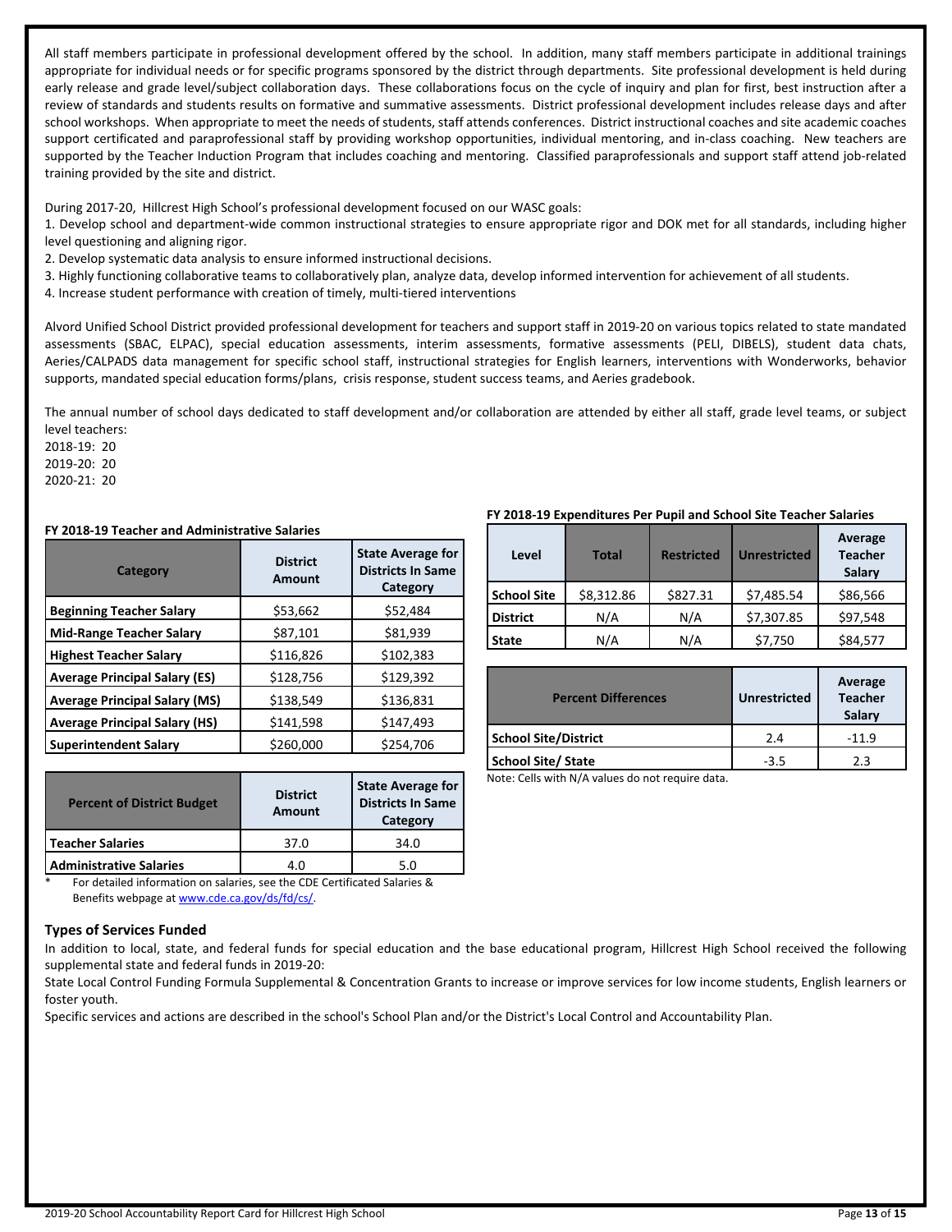All staff members participate in professional development offered by the school. In addition, many staff members participate in additional trainings appropriate for individual needs or for specific programs sponsored by the district through departments. Site professional development is held during early release and grade level/subject collaboration days. These collaborations focus on the cycle of inquiry and plan for first, best instruction after a review of standards and students results on formative and summative assessments. District professional development includes release days and after school workshops. When appropriate to meet the needs of students, staff attends conferences. District instructional coaches and site academic coaches support certificated and paraprofessional staff by providing workshop opportunities, individual mentoring, and in-class coaching. New teachers are supported by the Teacher Induction Program that includes coaching and mentoring. Classified paraprofessionals and support staff attend job-related training provided by the site and district.

During 2017-20, Hillcrest High School's professional development focused on our WASC goals:
1. Develop school and department-wide common instructional strategies to ensure appropriate rigor and DOK met for all standards, including higher level questioning and aligning rigor.
2. Develop systematic data analysis to ensure informed instructional decisions.
3. Highly functioning collaborative teams to collaboratively plan, analyze data, develop informed intervention for achievement of all students.
4. Increase student performance with creation of timely, multi-tiered interventions

Alvord Unified School District provided professional development for teachers and support staff in 2019-20 on various topics related to state mandated assessments (SBAC, ELPAC), special education assessments, interim assessments, formative assessments (PELI, DIBELS), student data chats, Aeries/CALPADS data management for specific school staff, instructional strategies for English learners, interventions with Wonderworks, behavior supports, mandated special education forms/plans, crisis response, student success teams, and Aeries gradebook.

The annual number of school days dedicated to staff development and/or collaboration are attended by either all staff, grade level teams, or subject level teachers:
2018-19: 20
2019-20: 20
2020-21: 20

**FY 2018-19 Teacher and Administrative Salaries**

| Category | District Amount | State Average for Districts In Same Category |
|---|---|---|
| Beginning Teacher Salary | $53,662 | $52,484 |
| Mid-Range Teacher Salary | $87,101 | $81,939 |
| Highest Teacher Salary | $116,826 | $102,383 |
| Average Principal Salary (ES) | $128,756 | $129,392 |
| Average Principal Salary (MS) | $138,549 | $136,831 |
| Average Principal Salary (HS) | $141,598 | $147,493 |
| Superintendent Salary | $260,000 | $254,706 |

| Percent of District Budget | District Amount | State Average for Districts In Same Category |
|---|---|---|
| Teacher Salaries | 37.0 | 34.0 |
| Administrative Salaries | 4.0 | 5.0 |

\* For detailed information on salaries, see the CDE Certificated Salaries & Benefits webpage at www.cde.ca.gov/ds/fd/cs/.

**FY 2018-19 Expenditures Per Pupil and School Site Teacher Salaries**

| Level | Total | Restricted | Unrestricted | Average Teacher Salary |
|---|---|---|---|---|
| School Site | $8,312.86 | $827.31 | $7,485.54 | $86,566 |
| District | N/A | N/A | $7,307.85 | $97,548 |
| State | N/A | N/A | $7,750 | $84,577 |

| Percent Differences | Unrestricted | Average Teacher Salary |
|---|---|---|
| School Site/District | 2.4 | -11.9 |
| School Site/ State | -3.5 | 2.3 |

Note: Cells with N/A values do not require data.

### Types of Services Funded

In addition to local, state, and federal funds for special education and the base educational program, Hillcrest High School received the following supplemental state and federal funds in 2019-20:
State Local Control Funding Formula Supplemental & Concentration Grants to increase or improve services for low income students, English learners or foster youth.
Specific services and actions are described in the school's School Plan and/or the District's Local Control and Accountability Plan.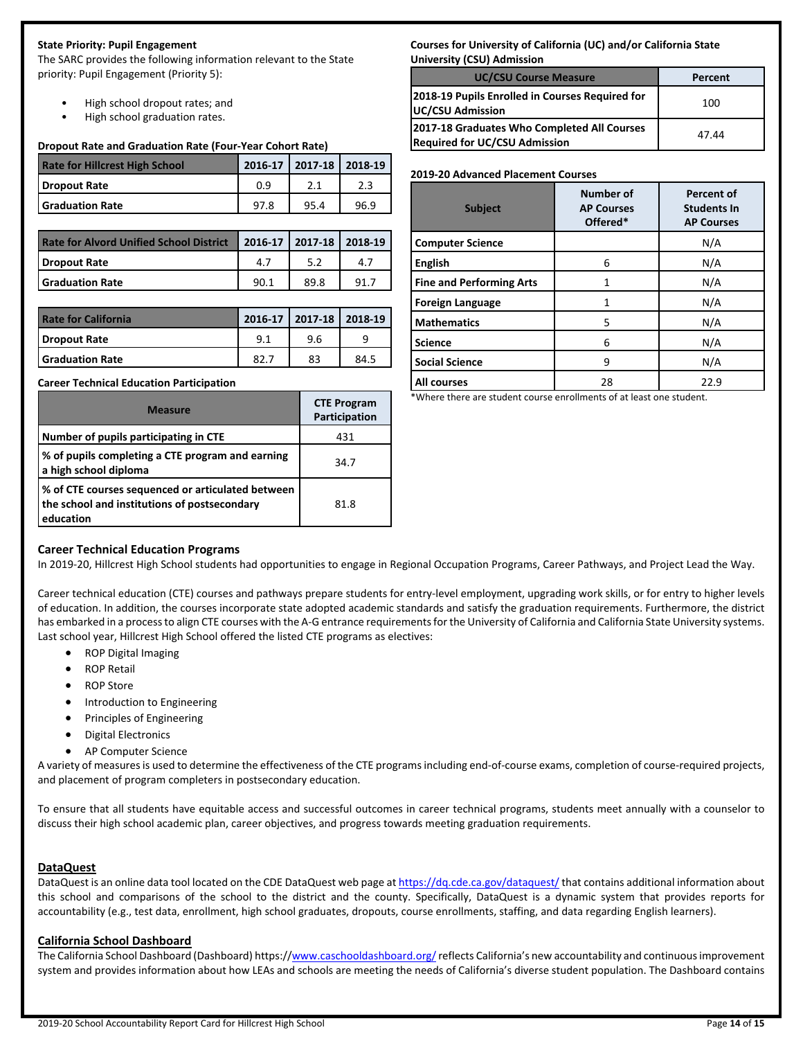**State Priority: Pupil Engagement**

The SARC provides the following information relevant to the State priority: Pupil Engagement (Priority 5):

- High school dropout rates; and
- High school graduation rates.

**Dropout Rate and Graduation Rate (Four-Year Cohort Rate)**

| Rate for Hillcrest High School | 2016-17 | 2017-18 | 2018-19 |
|---|---|---|---|
| Dropout Rate | 0.9 | 2.1 | 2.3 |
| Graduation Rate | 97.8 | 95.4 | 96.9 |

| Rate for Alvord Unified School District | 2016-17 | 2017-18 | 2018-19 |
|---|---|---|---|
| Dropout Rate | 4.7 | 5.2 | 4.7 |
| Graduation Rate | 90.1 | 89.8 | 91.7 |

| Rate for California | 2016-17 | 2017-18 | 2018-19 |
|---|---|---|---|
| Dropout Rate | 9.1 | 9.6 | 9 |
| Graduation Rate | 82.7 | 83 | 84.5 |

**Career Technical Education Participation**

| Measure | CTE Program Participation |
|---|---|
| Number of pupils participating in CTE | 431 |
| % of pupils completing a CTE program and earning a high school diploma | 34.7 |
| % of CTE courses sequenced or articulated between the school and institutions of postsecondary education | 81.8 |

**Courses for University of California (UC) and/or California State University (CSU) Admission**

| UC/CSU Course Measure | Percent |
|---|---|
| 2018-19 Pupils Enrolled in Courses Required for UC/CSU Admission | 100 |
| 2017-18 Graduates Who Completed All Courses Required for UC/CSU Admission | 47.44 |

**2019-20 Advanced Placement Courses**

| Subject | Number of AP Courses Offered* | Percent of Students In AP Courses |
|---|---|---|
| Computer Science | | N/A |
| English | 6 | N/A |
| Fine and Performing Arts | 1 | N/A |
| Foreign Language | 1 | N/A |
| Mathematics | 5 | N/A |
| Science | 6 | N/A |
| Social Science | 9 | N/A |
| All courses | 28 | 22.9 |

*Where there are student course enrollments of at least one student.

**Career Technical Education Programs**

In 2019-20, Hillcrest High School students had opportunities to engage in Regional Occupation Programs, Career Pathways, and Project Lead the Way.

Career technical education (CTE) courses and pathways prepare students for entry-level employment, upgrading work skills, or for entry to higher levels of education. In addition, the courses incorporate state adopted academic standards and satisfy the graduation requirements. Furthermore, the district has embarked in a process to align CTE courses with the A-G entrance requirements for the University of California and California State University systems. Last school year, Hillcrest High School offered the listed CTE programs as electives:

- ROP Digital Imaging
- ROP Retail
- ROP Store
- Introduction to Engineering
- Principles of Engineering
- Digital Electronics
- AP Computer Science

A variety of measures is used to determine the effectiveness of the CTE programs including end-of-course exams, completion of course-required projects, and placement of program completers in postsecondary education.

To ensure that all students have equitable access and successful outcomes in career technical programs, students meet annually with a counselor to discuss their high school academic plan, career objectives, and progress towards meeting graduation requirements.

**DataQuest**

DataQuest is an online data tool located on the CDE DataQuest web page at https://dq.cde.ca.gov/dataquest/ that contains additional information about this school and comparisons of the school to the district and the county. Specifically, DataQuest is a dynamic system that provides reports for accountability (e.g., test data, enrollment, high school graduates, dropouts, course enrollments, staffing, and data regarding English learners).

**California School Dashboard**

The California School Dashboard (Dashboard) https://www.caschooldashboard.org/ reflects California's new accountability and continuous improvement system and provides information about how LEAs and schools are meeting the needs of California's diverse student population. The Dashboard contains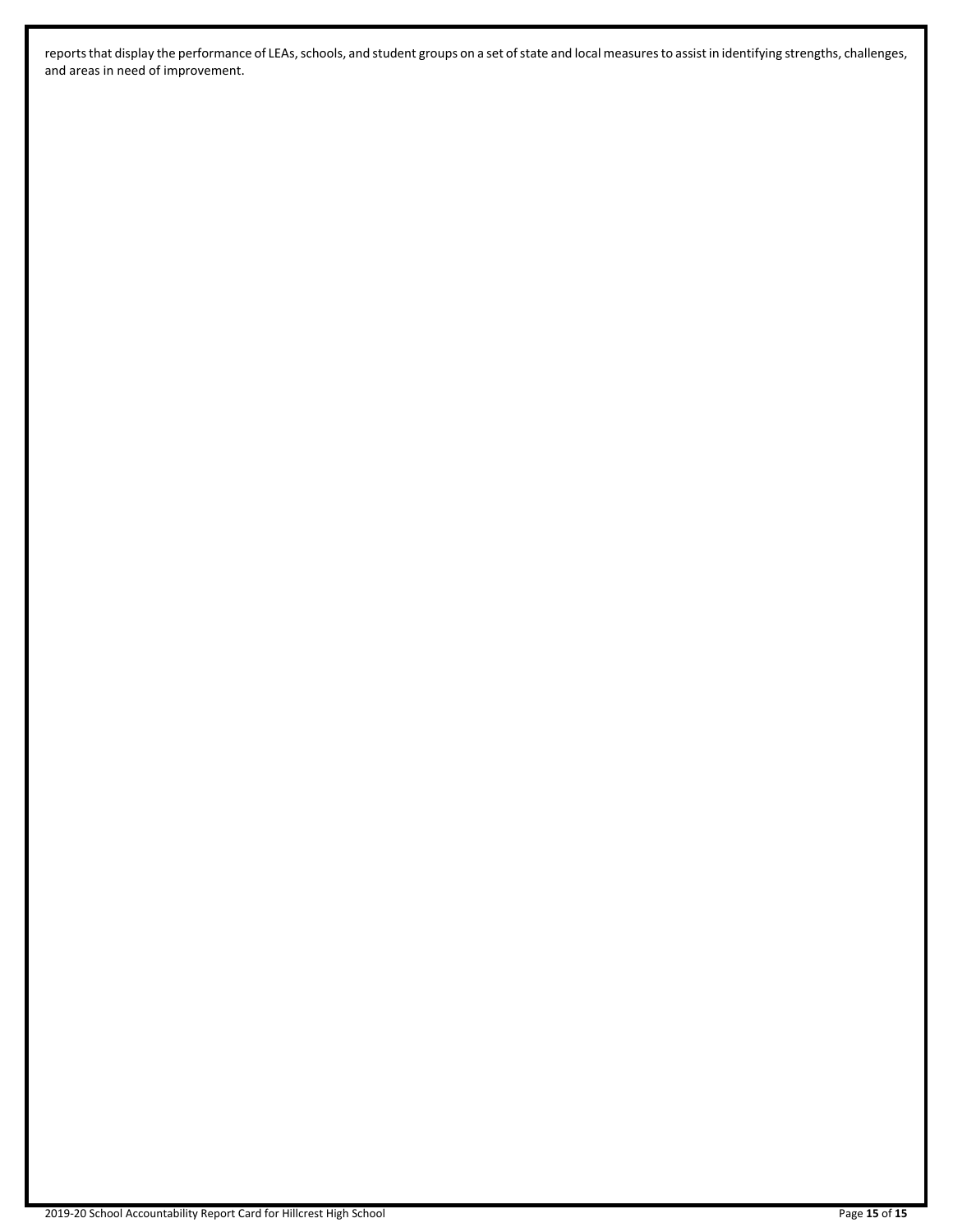reports that display the performance of LEAs, schools, and student groups on a set of state and local measures to assist in identifying strengths, challenges, and areas in need of improvement.